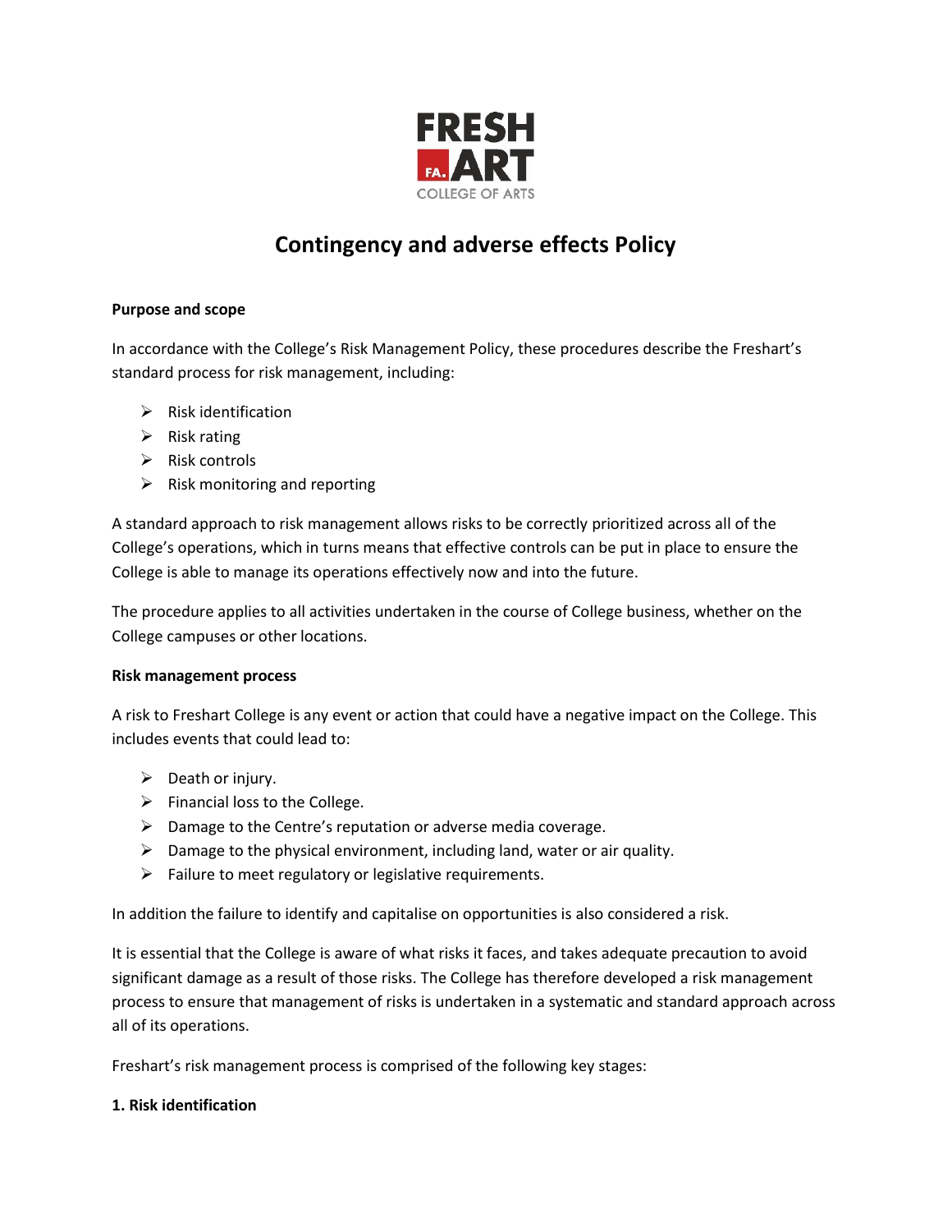FRESH
FA. ART
COLLEGE OF ARTS

# Contingency and adverse effects Policy

**Purpose and scope**

In accordance with the College's Risk Management Policy, these procedures describe the Freshart's standard process for risk management, including:

- Risk identification
- Risk rating
- Risk controls
- Risk monitoring and reporting

A standard approach to risk management allows risks to be correctly prioritized across all of the College's operations, which in turns means that effective controls can be put in place to ensure the College is able to manage its operations effectively now and into the future.

The procedure applies to all activities undertaken in the course of College business, whether on the College campuses or other locations.

**Risk management process**

A risk to Freshart College is any event or action that could have a negative impact on the College. This includes events that could lead to:

- Death or injury.
- Financial loss to the College.
- Damage to the Centre's reputation or adverse media coverage.
- Damage to the physical environment, including land, water or air quality.
- Failure to meet regulatory or legislative requirements.

In addition the failure to identify and capitalise on opportunities is also considered a risk.

It is essential that the College is aware of what risks it faces, and takes adequate precaution to avoid significant damage as a result of those risks. The College has therefore developed a risk management process to ensure that management of risks is undertaken in a systematic and standard approach across all of its operations.

Freshart's risk management process is comprised of the following key stages:

**1. Risk identification**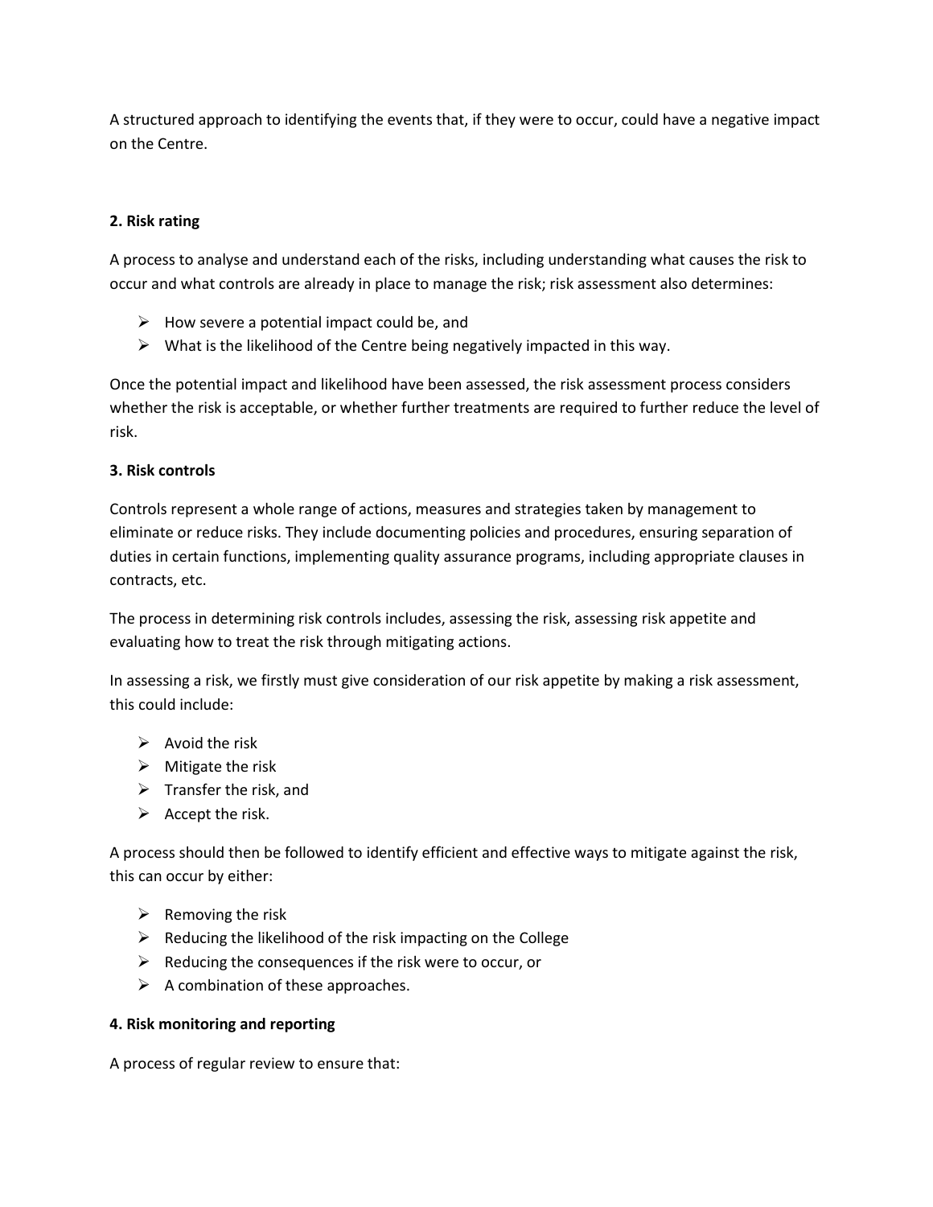A structured approach to identifying the events that, if they were to occur, could have a negative impact on the Centre.

**2. Risk rating**

A process to analyse and understand each of the risks, including understanding what causes the risk to occur and what controls are already in place to manage the risk; risk assessment also determines:

- How severe a potential impact could be, and
- What is the likelihood of the Centre being negatively impacted in this way.

Once the potential impact and likelihood have been assessed, the risk assessment process considers whether the risk is acceptable, or whether further treatments are required to further reduce the level of risk.

**3. Risk controls**

Controls represent a whole range of actions, measures and strategies taken by management to eliminate or reduce risks. They include documenting policies and procedures, ensuring separation of duties in certain functions, implementing quality assurance programs, including appropriate clauses in contracts, etc.

The process in determining risk controls includes, assessing the risk, assessing risk appetite and evaluating how to treat the risk through mitigating actions.

In assessing a risk, we firstly must give consideration of our risk appetite by making a risk assessment, this could include:

- Avoid the risk
- Mitigate the risk
- Transfer the risk, and
- Accept the risk.

A process should then be followed to identify efficient and effective ways to mitigate against the risk, this can occur by either:

- Removing the risk
- Reducing the likelihood of the risk impacting on the College
- Reducing the consequences if the risk were to occur, or
- A combination of these approaches.

**4. Risk monitoring and reporting**

A process of regular review to ensure that: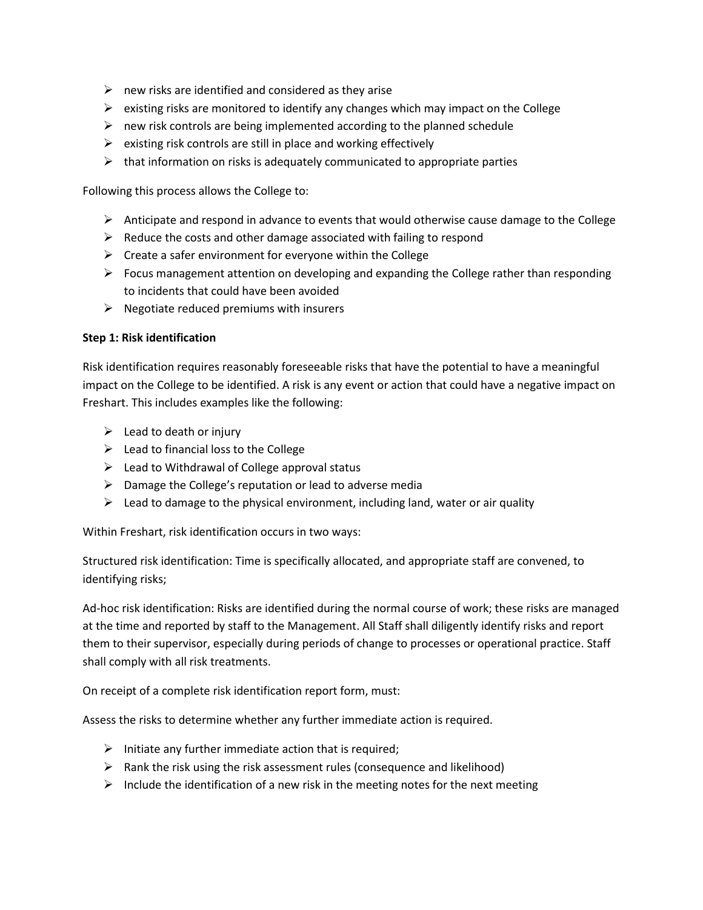- new risks are identified and considered as they arise
- existing risks are monitored to identify any changes which may impact on the College
- new risk controls are being implemented according to the planned schedule
- existing risk controls are still in place and working effectively
- that information on risks is adequately communicated to appropriate parties

Following this process allows the College to:

- Anticipate and respond in advance to events that would otherwise cause damage to the College
- Reduce the costs and other damage associated with failing to respond
- Create a safer environment for everyone within the College
- Focus management attention on developing and expanding the College rather than responding to incidents that could have been avoided
- Negotiate reduced premiums with insurers

**Step 1: Risk identification**

Risk identification requires reasonably foreseeable risks that have the potential to have a meaningful impact on the College to be identified. A risk is any event or action that could have a negative impact on Freshart. This includes examples like the following:

- Lead to death or injury
- Lead to financial loss to the College
- Lead to Withdrawal of College approval status
- Damage the College's reputation or lead to adverse media
- Lead to damage to the physical environment, including land, water or air quality

Within Freshart, risk identification occurs in two ways:

Structured risk identification: Time is specifically allocated, and appropriate staff are convened, to identifying risks;

Ad-hoc risk identification: Risks are identified during the normal course of work; these risks are managed at the time and reported by staff to the Management. All Staff shall diligently identify risks and report them to their supervisor, especially during periods of change to processes or operational practice. Staff shall comply with all risk treatments.

On receipt of a complete risk identification report form, must:

Assess the risks to determine whether any further immediate action is required.

- Initiate any further immediate action that is required;
- Rank the risk using the risk assessment rules (consequence and likelihood)
- Include the identification of a new risk in the meeting notes for the next meeting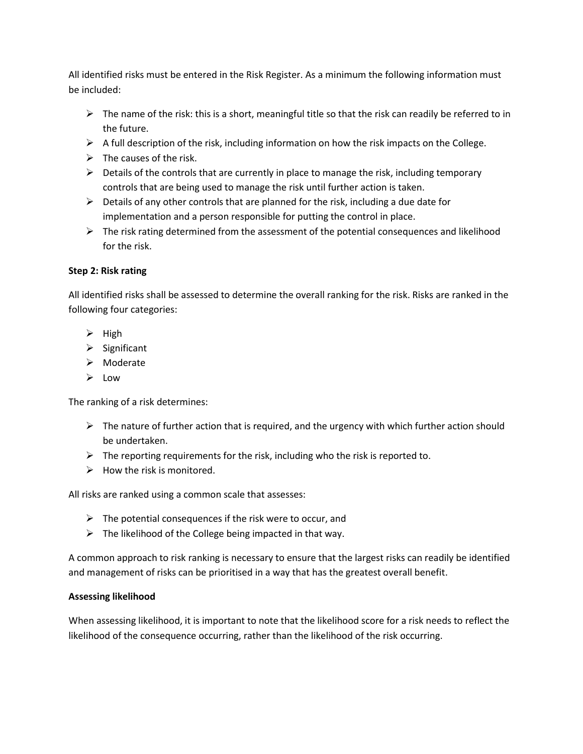All identified risks must be entered in the Risk Register. As a minimum the following information must be included:

- The name of the risk: this is a short, meaningful title so that the risk can readily be referred to in the future.
- A full description of the risk, including information on how the risk impacts on the College.
- The causes of the risk.
- Details of the controls that are currently in place to manage the risk, including temporary controls that are being used to manage the risk until further action is taken.
- Details of any other controls that are planned for the risk, including a due date for implementation and a person responsible for putting the control in place.
- The risk rating determined from the assessment of the potential consequences and likelihood for the risk.

**Step 2: Risk rating**

All identified risks shall be assessed to determine the overall ranking for the risk. Risks are ranked in the following four categories:

- High
- Significant
- Moderate
- Low

The ranking of a risk determines:

- The nature of further action that is required, and the urgency with which further action should be undertaken.
- The reporting requirements for the risk, including who the risk is reported to.
- How the risk is monitored.

All risks are ranked using a common scale that assesses:

- The potential consequences if the risk were to occur, and
- The likelihood of the College being impacted in that way.

A common approach to risk ranking is necessary to ensure that the largest risks can readily be identified and management of risks can be prioritised in a way that has the greatest overall benefit.

**Assessing likelihood**

When assessing likelihood, it is important to note that the likelihood score for a risk needs to reflect the likelihood of the consequence occurring, rather than the likelihood of the risk occurring.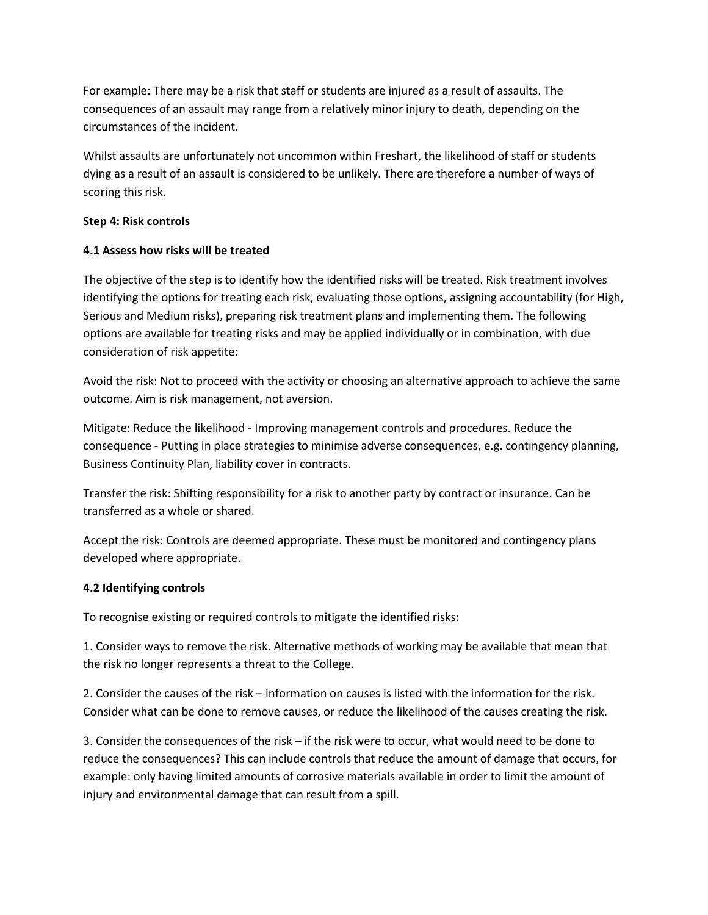For example: There may be a risk that staff or students are injured as a result of assaults. The consequences of an assault may range from a relatively minor injury to death, depending on the circumstances of the incident.

Whilst assaults are unfortunately not uncommon within Freshart, the likelihood of staff or students dying as a result of an assault is considered to be unlikely. There are therefore a number of ways of scoring this risk.

**Step 4: Risk controls**

**4.1 Assess how risks will be treated**

The objective of the step is to identify how the identified risks will be treated. Risk treatment involves identifying the options for treating each risk, evaluating those options, assigning accountability (for High, Serious and Medium risks), preparing risk treatment plans and implementing them. The following options are available for treating risks and may be applied individually or in combination, with due consideration of risk appetite:

Avoid the risk: Not to proceed with the activity or choosing an alternative approach to achieve the same outcome. Aim is risk management, not aversion.

Mitigate: Reduce the likelihood - Improving management controls and procedures. Reduce the consequence - Putting in place strategies to minimise adverse consequences, e.g. contingency planning, Business Continuity Plan, liability cover in contracts.

Transfer the risk: Shifting responsibility for a risk to another party by contract or insurance. Can be transferred as a whole or shared.

Accept the risk: Controls are deemed appropriate. These must be monitored and contingency plans developed where appropriate.

**4.2 Identifying controls**

To recognise existing or required controls to mitigate the identified risks:

1. Consider ways to remove the risk. Alternative methods of working may be available that mean that the risk no longer represents a threat to the College.

2. Consider the causes of the risk – information on causes is listed with the information for the risk. Consider what can be done to remove causes, or reduce the likelihood of the causes creating the risk.

3. Consider the consequences of the risk – if the risk were to occur, what would need to be done to reduce the consequences? This can include controls that reduce the amount of damage that occurs, for example: only having limited amounts of corrosive materials available in order to limit the amount of injury and environmental damage that can result from a spill.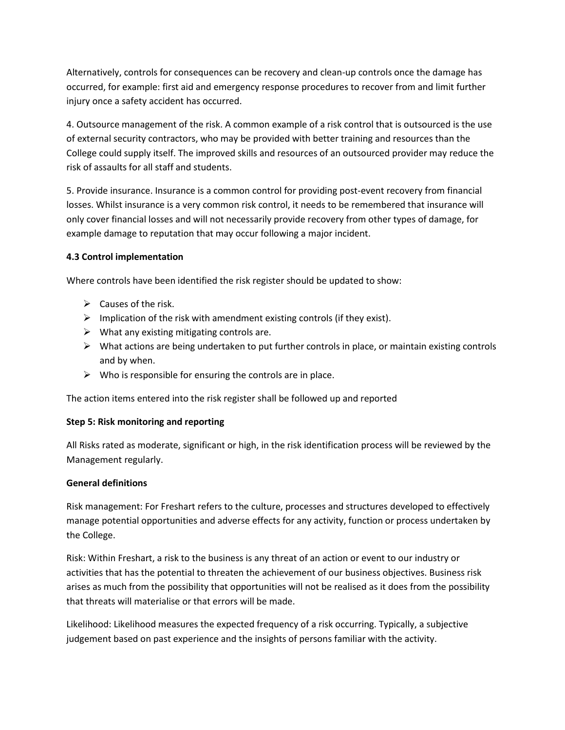Alternatively, controls for consequences can be recovery and clean-up controls once the damage has occurred, for example: first aid and emergency response procedures to recover from and limit further injury once a safety accident has occurred.

4. Outsource management of the risk. A common example of a risk control that is outsourced is the use of external security contractors, who may be provided with better training and resources than the College could supply itself. The improved skills and resources of an outsourced provider may reduce the risk of assaults for all staff and students.

5. Provide insurance. Insurance is a common control for providing post-event recovery from financial losses. Whilst insurance is a very common risk control, it needs to be remembered that insurance will only cover financial losses and will not necessarily provide recovery from other types of damage, for example damage to reputation that may occur following a major incident.

**4.3 Control implementation**

Where controls have been identified the risk register should be updated to show:

- Causes of the risk.
- Implication of the risk with amendment existing controls (if they exist).
- What any existing mitigating controls are.
- What actions are being undertaken to put further controls in place, or maintain existing controls and by when.
- Who is responsible for ensuring the controls are in place.

The action items entered into the risk register shall be followed up and reported

**Step 5: Risk monitoring and reporting**

All Risks rated as moderate, significant or high, in the risk identification process will be reviewed by the Management regularly.

**General definitions**

Risk management: For Freshart refers to the culture, processes and structures developed to effectively manage potential opportunities and adverse effects for any activity, function or process undertaken by the College.

Risk: Within Freshart, a risk to the business is any threat of an action or event to our industry or activities that has the potential to threaten the achievement of our business objectives. Business risk arises as much from the possibility that opportunities will not be realised as it does from the possibility that threats will materialise or that errors will be made.

Likelihood: Likelihood measures the expected frequency of a risk occurring. Typically, a subjective judgement based on past experience and the insights of persons familiar with the activity.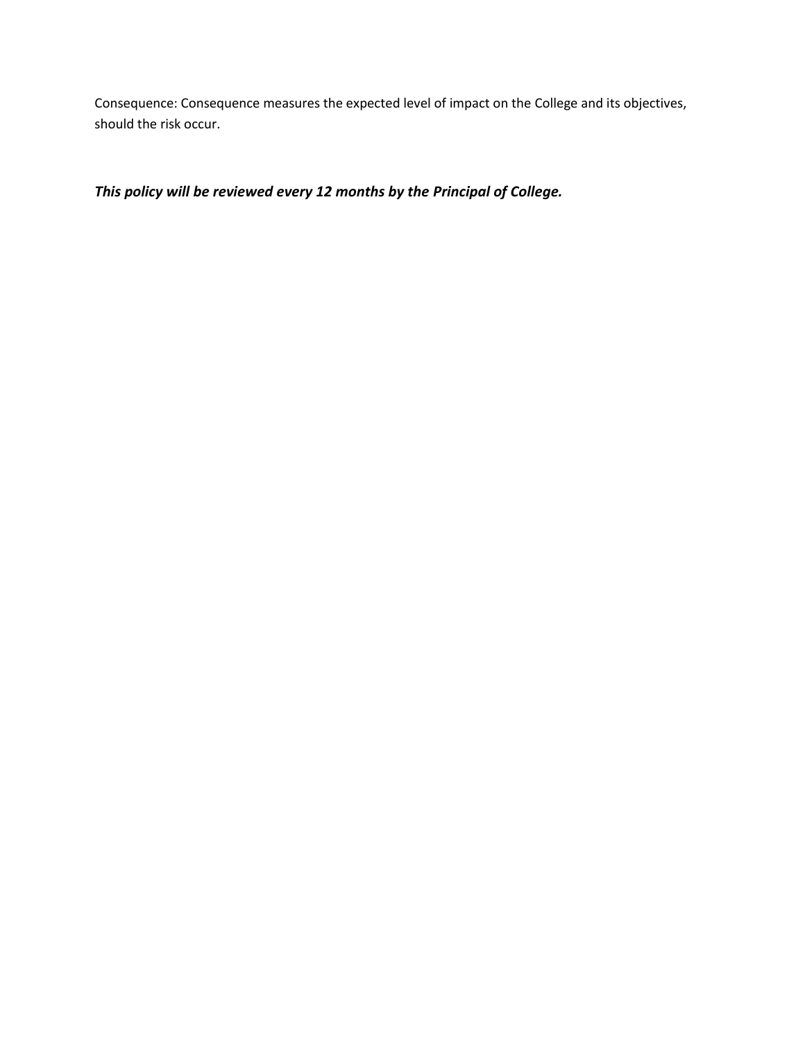Consequence: Consequence measures the expected level of impact on the College and its objectives, should the risk occur.

***This policy will be reviewed every 12 months by the Principal of College.***